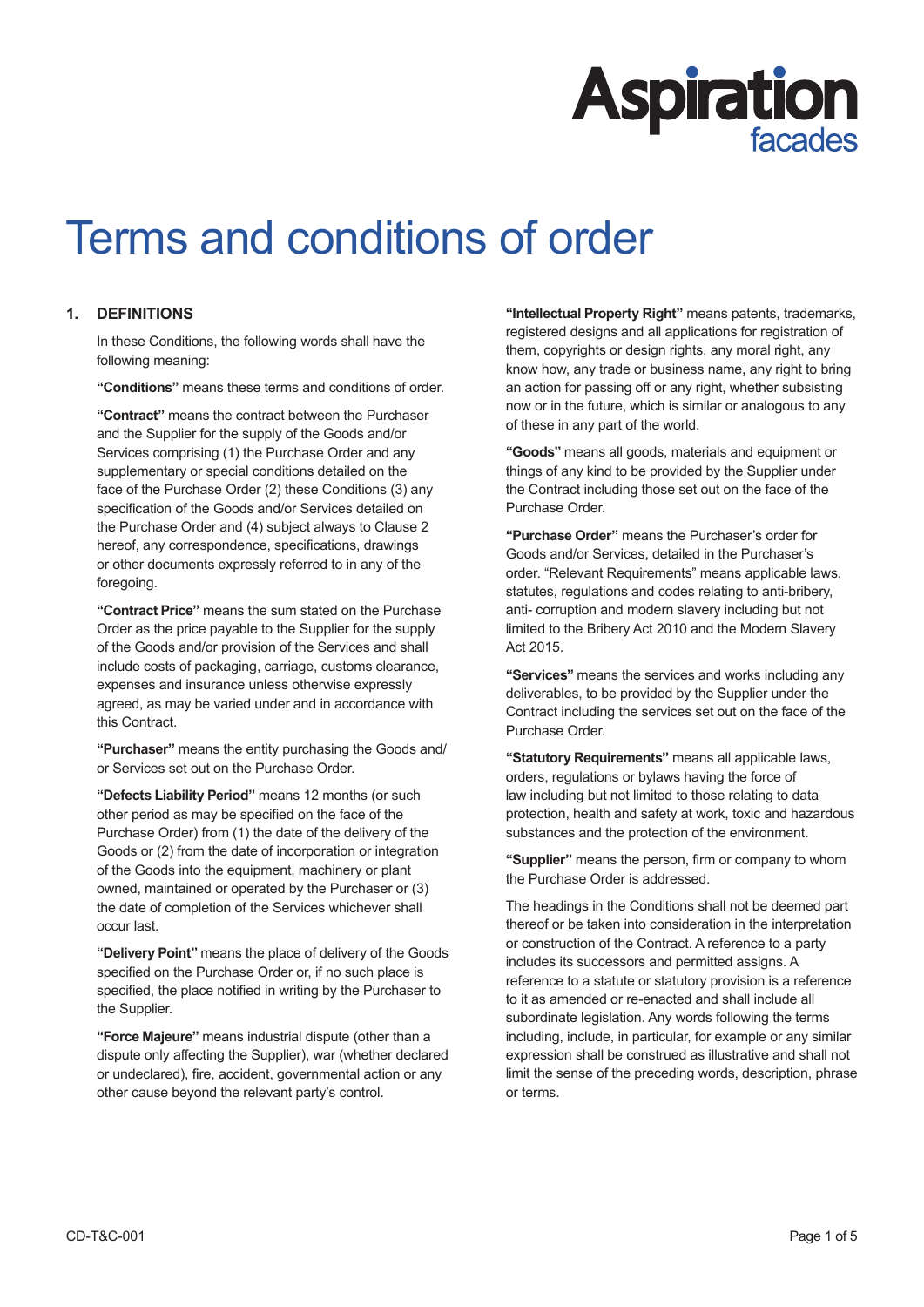# Terms and conditions of order

## 1. DEFINITIONS

In these Conditions, the following words shall have the following meaning:

**"Conditions"** means these terms and conditions of order.

**"Contract"** means the contract between the Purchaser and the Supplier for the supply of the Goods and/or Services comprising (1) the Purchase Order and any supplementary or special conditions detailed on the face of the Purchase Order (2) these Conditions (3) any specification of the Goods and/or Services detailed on the Purchase Order and (4) subject always to Clause 2 hereof, any correspondence, specifications, drawings or other documents expressly referred to in any of the foregoing.

**"Contract Price"** means the sum stated on the Purchase Order as the price payable to the Supplier for the supply of the Goods and/or provision of the Services and shall include costs of packaging, carriage, customs clearance, expenses and insurance unless otherwise expressly agreed, as may be varied under and in accordance with this Contract.

**"Purchaser"** means the entity purchasing the Goods and/or Services set out on the Purchase Order.

**"Defects Liability Period"** means 12 months (or such other period as may be specified on the face of the Purchase Order) from (1) the date of the delivery of the Goods or (2) from the date of incorporation or integration of the Goods into the equipment, machinery or plant owned, maintained or operated by the Purchaser or (3) the date of completion of the Services whichever shall occur last.

**"Delivery Point"** means the place of delivery of the Goods specified on the Purchase Order or, if no such place is specified, the place notified in writing by the Purchaser to the Supplier.

**"Force Majeure"** means industrial dispute (other than a dispute only affecting the Supplier), war (whether declared or undeclared), fire, accident, governmental action or any other cause beyond the relevant party's control.

**"Intellectual Property Right"** means patents, trademarks, registered designs and all applications for registration of them, copyrights or design rights, any moral right, any know how, any trade or business name, any right to bring an action for passing off or any right, whether subsisting now or in the future, which is similar or analogous to any of these in any part of the world.

**"Goods"** means all goods, materials and equipment or things of any kind to be provided by the Supplier under the Contract including those set out on the face of the Purchase Order.

**"Purchase Order"** means the Purchaser's order for Goods and/or Services, detailed in the Purchaser's order. "Relevant Requirements" means applicable laws, statutes, regulations and codes relating to anti-bribery, anti- corruption and modern slavery including but not limited to the Bribery Act 2010 and the Modern Slavery Act 2015.

**"Services"** means the services and works including any deliverables, to be provided by the Supplier under the Contract including the services set out on the face of the Purchase Order.

**"Statutory Requirements"** means all applicable laws, orders, regulations or bylaws having the force of law including but not limited to those relating to data protection, health and safety at work, toxic and hazardous substances and the protection of the environment.

**"Supplier"** means the person, firm or company to whom the Purchase Order is addressed.

The headings in the Conditions shall not be deemed part thereof or be taken into consideration in the interpretation or construction of the Contract. A reference to a party includes its successors and permitted assigns. A reference to a statute or statutory provision is a reference to it as amended or re-enacted and shall include all subordinate legislation. Any words following the terms including, include, in particular, for example or any similar expression shall be construed as illustrative and shall not limit the sense of the preceding words, description, phrase or terms.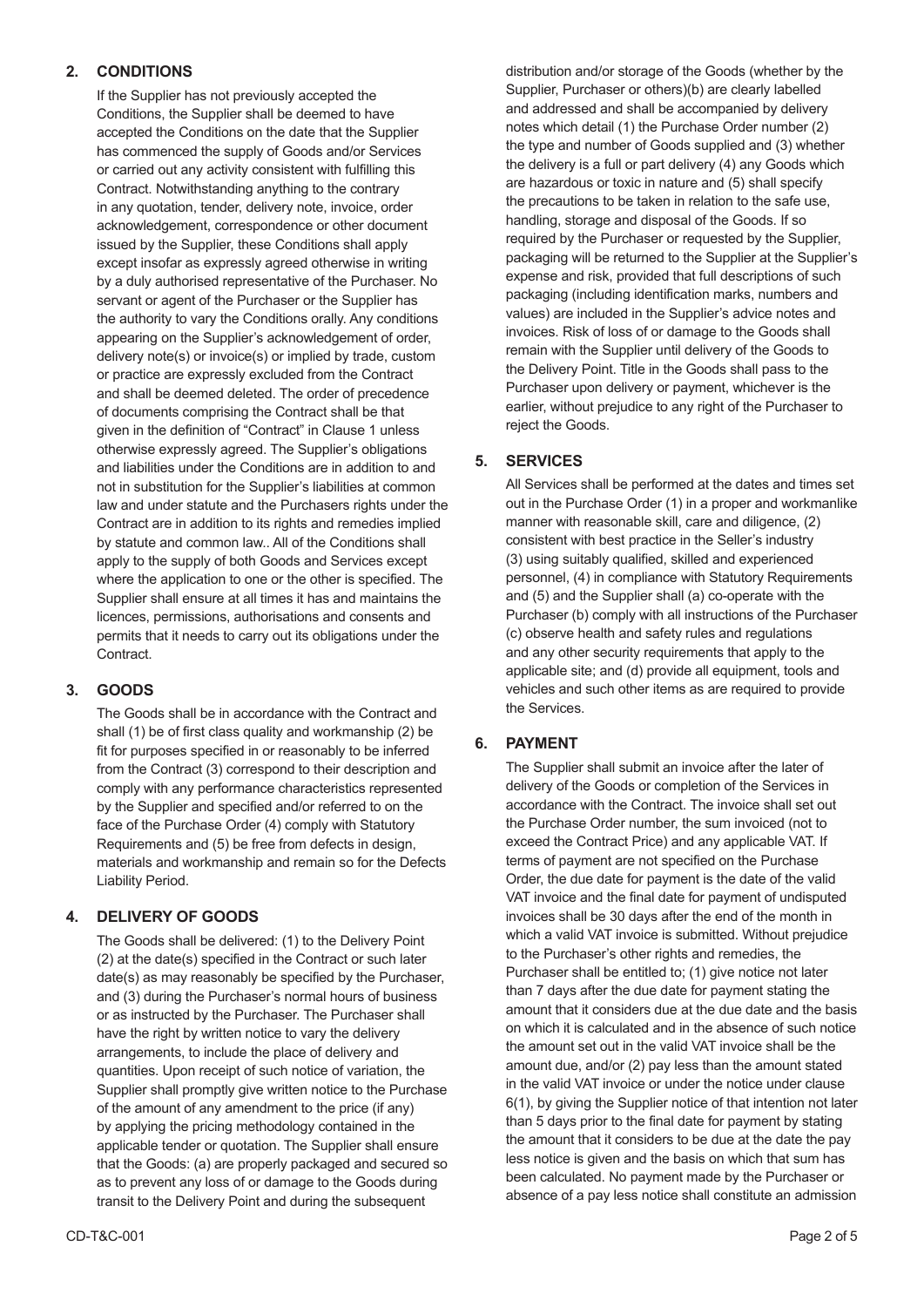## 2. CONDITIONS

If the Supplier has not previously accepted the Conditions, the Supplier shall be deemed to have accepted the Conditions on the date that the Supplier has commenced the supply of Goods and/or Services or carried out any activity consistent with fulfilling this Contract. Notwithstanding anything to the contrary in any quotation, tender, delivery note, invoice, order acknowledgement, correspondence or other document issued by the Supplier, these Conditions shall apply except insofar as expressly agreed otherwise in writing by a duly authorised representative of the Purchaser. No servant or agent of the Purchaser or the Supplier has the authority to vary the Conditions orally. Any conditions appearing on the Supplier's acknowledgement of order, delivery note(s) or invoice(s) or implied by trade, custom or practice are expressly excluded from the Contract and shall be deemed deleted. The order of precedence of documents comprising the Contract shall be that given in the definition of "Contract" in Clause 1 unless otherwise expressly agreed. The Supplier's obligations and liabilities under the Conditions are in addition to and not in substitution for the Supplier's liabilities at common law and under statute and the Purchasers rights under the Contract are in addition to its rights and remedies implied by statute and common law.. All of the Conditions shall apply to the supply of both Goods and Services except where the application to one or the other is specified. The Supplier shall ensure at all times it has and maintains the licences, permissions, authorisations and consents and permits that it needs to carry out its obligations under the Contract.

## 3. GOODS

The Goods shall be in accordance with the Contract and shall (1) be of first class quality and workmanship (2) be fit for purposes specified in or reasonably to be inferred from the Contract (3) correspond to their description and comply with any performance characteristics represented by the Supplier and specified and/or referred to on the face of the Purchase Order (4) comply with Statutory Requirements and (5) be free from defects in design, materials and workmanship and remain so for the Defects Liability Period.

## 4. DELIVERY OF GOODS

The Goods shall be delivered: (1) to the Delivery Point (2) at the date(s) specified in the Contract or such later date(s) as may reasonably be specified by the Purchaser, and (3) during the Purchaser's normal hours of business or as instructed by the Purchaser. The Purchaser shall have the right by written notice to vary the delivery arrangements, to include the place of delivery and quantities. Upon receipt of such notice of variation, the Supplier shall promptly give written notice to the Purchase of the amount of any amendment to the price (if any) by applying the pricing methodology contained in the applicable tender or quotation. The Supplier shall ensure that the Goods: (a) are properly packaged and secured so as to prevent any loss of or damage to the Goods during transit to the Delivery Point and during the subsequent distribution and/or storage of the Goods (whether by the Supplier, Purchaser or others)(b) are clearly labelled and addressed and shall be accompanied by delivery notes which detail (1) the Purchase Order number (2) the type and number of Goods supplied and (3) whether the delivery is a full or part delivery (4) any Goods which are hazardous or toxic in nature and (5) shall specify the precautions to be taken in relation to the safe use, handling, storage and disposal of the Goods. If so required by the Purchaser or requested by the Supplier, packaging will be returned to the Supplier at the Supplier's expense and risk, provided that full descriptions of such packaging (including identification marks, numbers and values) are included in the Supplier's advice notes and invoices. Risk of loss of or damage to the Goods shall remain with the Supplier until delivery of the Goods to the Delivery Point. Title in the Goods shall pass to the Purchaser upon delivery or payment, whichever is the earlier, without prejudice to any right of the Purchaser to reject the Goods.

## 5. SERVICES

All Services shall be performed at the dates and times set out in the Purchase Order (1) in a proper and workmanlike manner with reasonable skill, care and diligence, (2) consistent with best practice in the Seller's industry (3) using suitably qualified, skilled and experienced personnel, (4) in compliance with Statutory Requirements and (5) and the Supplier shall (a) co-operate with the Purchaser (b) comply with all instructions of the Purchaser (c) observe health and safety rules and regulations and any other security requirements that apply to the applicable site; and (d) provide all equipment, tools and vehicles and such other items as are required to provide the Services.

## 6. PAYMENT

The Supplier shall submit an invoice after the later of delivery of the Goods or completion of the Services in accordance with the Contract. The invoice shall set out the Purchase Order number, the sum invoiced (not to exceed the Contract Price) and any applicable VAT. If terms of payment are not specified on the Purchase Order, the due date for payment is the date of the valid VAT invoice and the final date for payment of undisputed invoices shall be 30 days after the end of the month in which a valid VAT invoice is submitted. Without prejudice to the Purchaser's other rights and remedies, the Purchaser shall be entitled to; (1) give notice not later than 7 days after the due date for payment stating the amount that it considers due at the due date and the basis on which it is calculated and in the absence of such notice the amount set out in the valid VAT invoice shall be the amount due, and/or (2) pay less than the amount stated in the valid VAT invoice or under the notice under clause 6(1), by giving the Supplier notice of that intention not later than 5 days prior to the final date for payment by stating the amount that it considers to be due at the date the pay less notice is given and the basis on which that sum has been calculated. No payment made by the Purchaser or absence of a pay less notice shall constitute an admission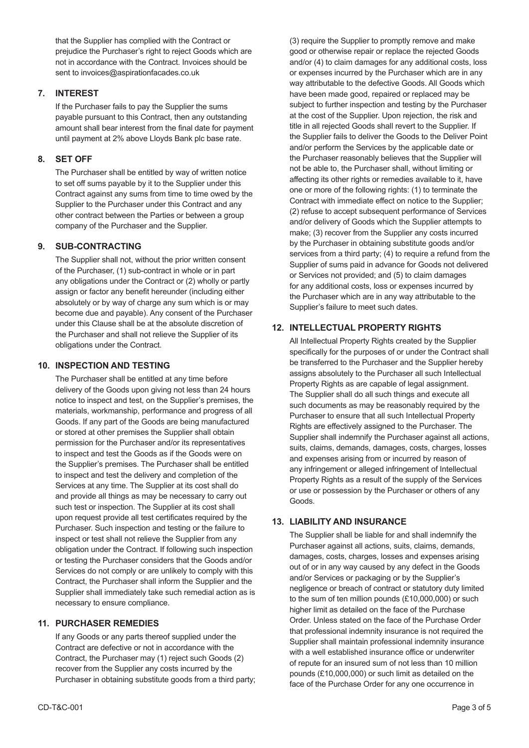that the Supplier has complied with the Contract or prejudice the Purchaser's right to reject Goods which are not in accordance with the Contract. Invoices should be sent to invoices@aspirationfacades.co.uk

## 7. INTEREST

If the Purchaser fails to pay the Supplier the sums payable pursuant to this Contract, then any outstanding amount shall bear interest from the final date for payment until payment at 2% above Lloyds Bank plc base rate.

## 8. SET OFF

The Purchaser shall be entitled by way of written notice to set off sums payable by it to the Supplier under this Contract against any sums from time to time owed by the Supplier to the Purchaser under this Contract and any other contract between the Parties or between a group company of the Purchaser and the Supplier.

## 9. SUB-CONTRACTING

The Supplier shall not, without the prior written consent of the Purchaser, (1) sub-contract in whole or in part any obligations under the Contract or (2) wholly or partly assign or factor any benefit hereunder (including either absolutely or by way of charge any sum which is or may become due and payable). Any consent of the Purchaser under this Clause shall be at the absolute discretion of the Purchaser and shall not relieve the Supplier of its obligations under the Contract.

## 10. INSPECTION AND TESTING

The Purchaser shall be entitled at any time before delivery of the Goods upon giving not less than 24 hours notice to inspect and test, on the Supplier's premises, the materials, workmanship, performance and progress of all Goods. If any part of the Goods are being manufactured or stored at other premises the Supplier shall obtain permission for the Purchaser and/or its representatives to inspect and test the Goods as if the Goods were on the Supplier's premises. The Purchaser shall be entitled to inspect and test the delivery and completion of the Services at any time. The Supplier at its cost shall do and provide all things as may be necessary to carry out such test or inspection. The Supplier at its cost shall upon request provide all test certificates required by the Purchaser. Such inspection and testing or the failure to inspect or test shall not relieve the Supplier from any obligation under the Contract. If following such inspection or testing the Purchaser considers that the Goods and/or Services do not comply or are unlikely to comply with this Contract, the Purchaser shall inform the Supplier and the Supplier shall immediately take such remedial action as is necessary to ensure compliance.

## 11. PURCHASER REMEDIES

If any Goods or any parts thereof supplied under the Contract are defective or not in accordance with the Contract, the Purchaser may (1) reject such Goods (2) recover from the Supplier any costs incurred by the Purchaser in obtaining substitute goods from a third party; (3) require the Supplier to promptly remove and make good or otherwise repair or replace the rejected Goods and/or (4) to claim damages for any additional costs, loss or expenses incurred by the Purchaser which are in any way attributable to the defective Goods. All Goods which have been made good, repaired or replaced may be subject to further inspection and testing by the Purchaser at the cost of the Supplier. Upon rejection, the risk and title in all rejected Goods shall revert to the Supplier. If the Supplier fails to deliver the Goods to the Deliver Point and/or perform the Services by the applicable date or the Purchaser reasonably believes that the Supplier will not be able to, the Purchaser shall, without limiting or affecting its other rights or remedies available to it, have one or more of the following rights: (1) to terminate the Contract with immediate effect on notice to the Supplier; (2) refuse to accept subsequent performance of Services and/or delivery of Goods which the Supplier attempts to make; (3) recover from the Supplier any costs incurred by the Purchaser in obtaining substitute goods and/or services from a third party; (4) to require a refund from the Supplier of sums paid in advance for Goods not delivered or Services not provided; and (5) to claim damages for any additional costs, loss or expenses incurred by the Purchaser which are in any way attributable to the Supplier's failure to meet such dates.

## 12. INTELLECTUAL PROPERTY RIGHTS

All Intellectual Property Rights created by the Supplier specifically for the purposes of or under the Contract shall be transferred to the Purchaser and the Supplier hereby assigns absolutely to the Purchaser all such Intellectual Property Rights as are capable of legal assignment. The Supplier shall do all such things and execute all such documents as may be reasonably required by the Purchaser to ensure that all such Intellectual Property Rights are effectively assigned to the Purchaser. The Supplier shall indemnify the Purchaser against all actions, suits, claims, demands, damages, costs, charges, losses and expenses arising from or incurred by reason of any infringement or alleged infringement of Intellectual Property Rights as a result of the supply of the Services or use or possession by the Purchaser or others of any Goods.

## 13. LIABILITY AND INSURANCE

The Supplier shall be liable for and shall indemnify the Purchaser against all actions, suits, claims, demands, damages, costs, charges, losses and expenses arising out of or in any way caused by any defect in the Goods and/or Services or packaging or by the Supplier's negligence or breach of contract or statutory duty limited to the sum of ten million pounds (£10,000,000) or such higher limit as detailed on the face of the Purchase Order. Unless stated on the face of the Purchase Order that professional indemnity insurance is not required the Supplier shall maintain professional indemnity insurance with a well established insurance office or underwriter of repute for an insured sum of not less than 10 million pounds (£10,000,000) or such limit as detailed on the face of the Purchase Order for any one occurrence in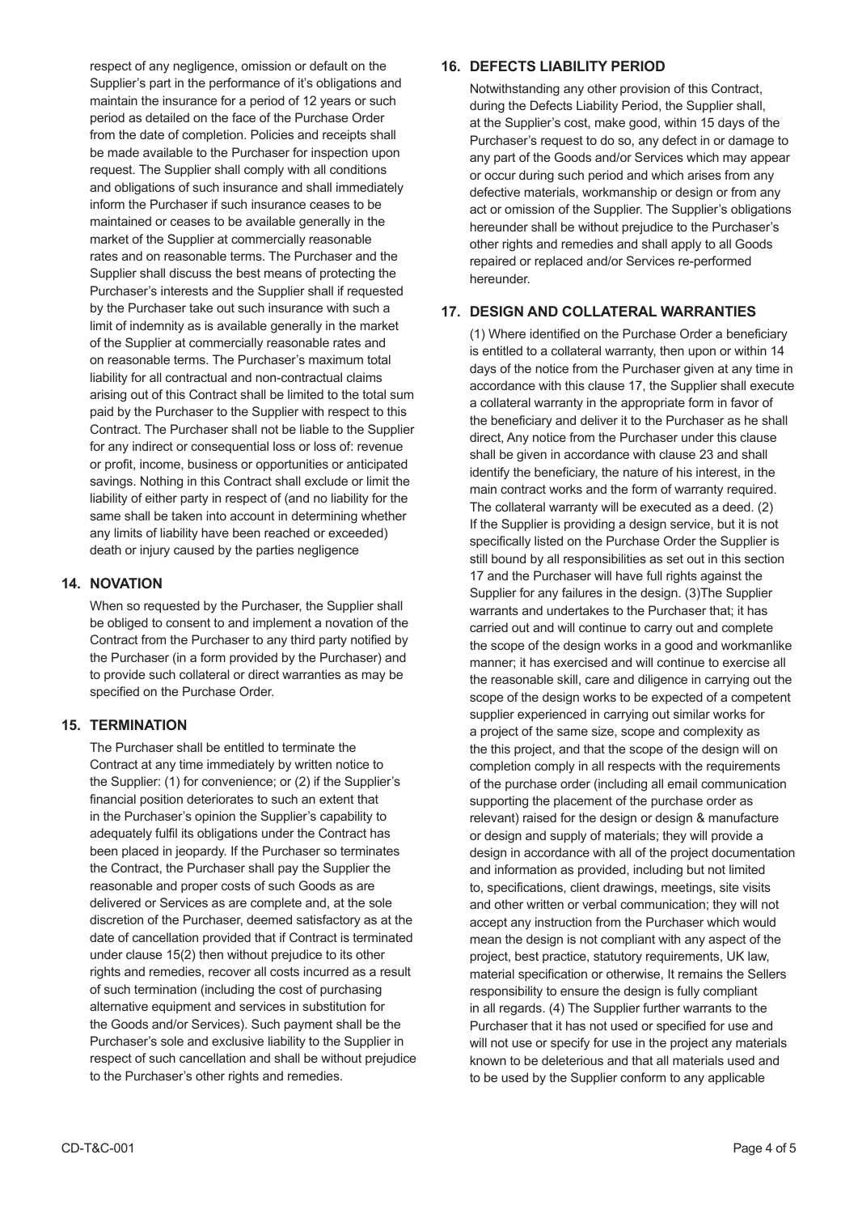respect of any negligence, omission or default on the Supplier's part in the performance of it's obligations and maintain the insurance for a period of 12 years or such period as detailed on the face of the Purchase Order from the date of completion. Policies and receipts shall be made available to the Purchaser for inspection upon request. The Supplier shall comply with all conditions and obligations of such insurance and shall immediately inform the Purchaser if such insurance ceases to be maintained or ceases to be available generally in the market of the Supplier at commercially reasonable rates and on reasonable terms. The Purchaser and the Supplier shall discuss the best means of protecting the Purchaser's interests and the Supplier shall if requested by the Purchaser take out such insurance with such a limit of indemnity as is available generally in the market of the Supplier at commercially reasonable rates and on reasonable terms. The Purchaser's maximum total liability for all contractual and non-contractual claims arising out of this Contract shall be limited to the total sum paid by the Purchaser to the Supplier with respect to this Contract. The Purchaser shall not be liable to the Supplier for any indirect or consequential loss or loss of: revenue or profit, income, business or opportunities or anticipated savings. Nothing in this Contract shall exclude or limit the liability of either party in respect of (and no liability for the same shall be taken into account in determining whether any limits of liability have been reached or exceeded) death or injury caused by the parties negligence

## 14. NOVATION

When so requested by the Purchaser, the Supplier shall be obliged to consent to and implement a novation of the Contract from the Purchaser to any third party notified by the Purchaser (in a form provided by the Purchaser) and to provide such collateral or direct warranties as may be specified on the Purchase Order.

## 15. TERMINATION

The Purchaser shall be entitled to terminate the Contract at any time immediately by written notice to the Supplier: (1) for convenience; or (2) if the Supplier's financial position deteriorates to such an extent that in the Purchaser's opinion the Supplier's capability to adequately fulfil its obligations under the Contract has been placed in jeopardy. If the Purchaser so terminates the Contract, the Purchaser shall pay the Supplier the reasonable and proper costs of such Goods as are delivered or Services as are complete and, at the sole discretion of the Purchaser, deemed satisfactory as at the date of cancellation provided that if Contract is terminated under clause 15(2) then without prejudice to its other rights and remedies, recover all costs incurred as a result of such termination (including the cost of purchasing alternative equipment and services in substitution for the Goods and/or Services). Such payment shall be the Purchaser's sole and exclusive liability to the Supplier in respect of such cancellation and shall be without prejudice to the Purchaser's other rights and remedies.

## 16. DEFECTS LIABILITY PERIOD

Notwithstanding any other provision of this Contract, during the Defects Liability Period, the Supplier shall, at the Supplier's cost, make good, within 15 days of the Purchaser's request to do so, any defect in or damage to any part of the Goods and/or Services which may appear or occur during such period and which arises from any defective materials, workmanship or design or from any act or omission of the Supplier. The Supplier's obligations hereunder shall be without prejudice to the Purchaser's other rights and remedies and shall apply to all Goods repaired or replaced and/or Services re-performed hereunder.

## 17. DESIGN AND COLLATERAL WARRANTIES

(1) Where identified on the Purchase Order a beneficiary is entitled to a collateral warranty, then upon or within 14 days of the notice from the Purchaser given at any time in accordance with this clause 17, the Supplier shall execute a collateral warranty in the appropriate form in favor of the beneficiary and deliver it to the Purchaser as he shall direct, Any notice from the Purchaser under this clause shall be given in accordance with clause 23 and shall identify the beneficiary, the nature of his interest, in the main contract works and the form of warranty required. The collateral warranty will be executed as a deed. (2) If the Supplier is providing a design service, but it is not specifically listed on the Purchase Order the Supplier is still bound by all responsibilities as set out in this section 17 and the Purchaser will have full rights against the Supplier for any failures in the design. (3)The Supplier warrants and undertakes to the Purchaser that; it has carried out and will continue to carry out and complete the scope of the design works in a good and workmanlike manner; it has exercised and will continue to exercise all the reasonable skill, care and diligence in carrying out the scope of the design works to be expected of a competent supplier experienced in carrying out similar works for a project of the same size, scope and complexity as the this project, and that the scope of the design will on completion comply in all respects with the requirements of the purchase order (including all email communication supporting the placement of the purchase order as relevant) raised for the design or design & manufacture or design and supply of materials; they will provide a design in accordance with all of the project documentation and information as provided, including but not limited to, specifications, client drawings, meetings, site visits and other written or verbal communication; they will not accept any instruction from the Purchaser which would mean the design is not compliant with any aspect of the project, best practice, statutory requirements, UK law, material specification or otherwise, It remains the Sellers responsibility to ensure the design is fully compliant in all regards. (4) The Supplier further warrants to the Purchaser that it has not used or specified for use and will not use or specify for use in the project any materials known to be deleterious and that all materials used and to be used by the Supplier conform to any applicable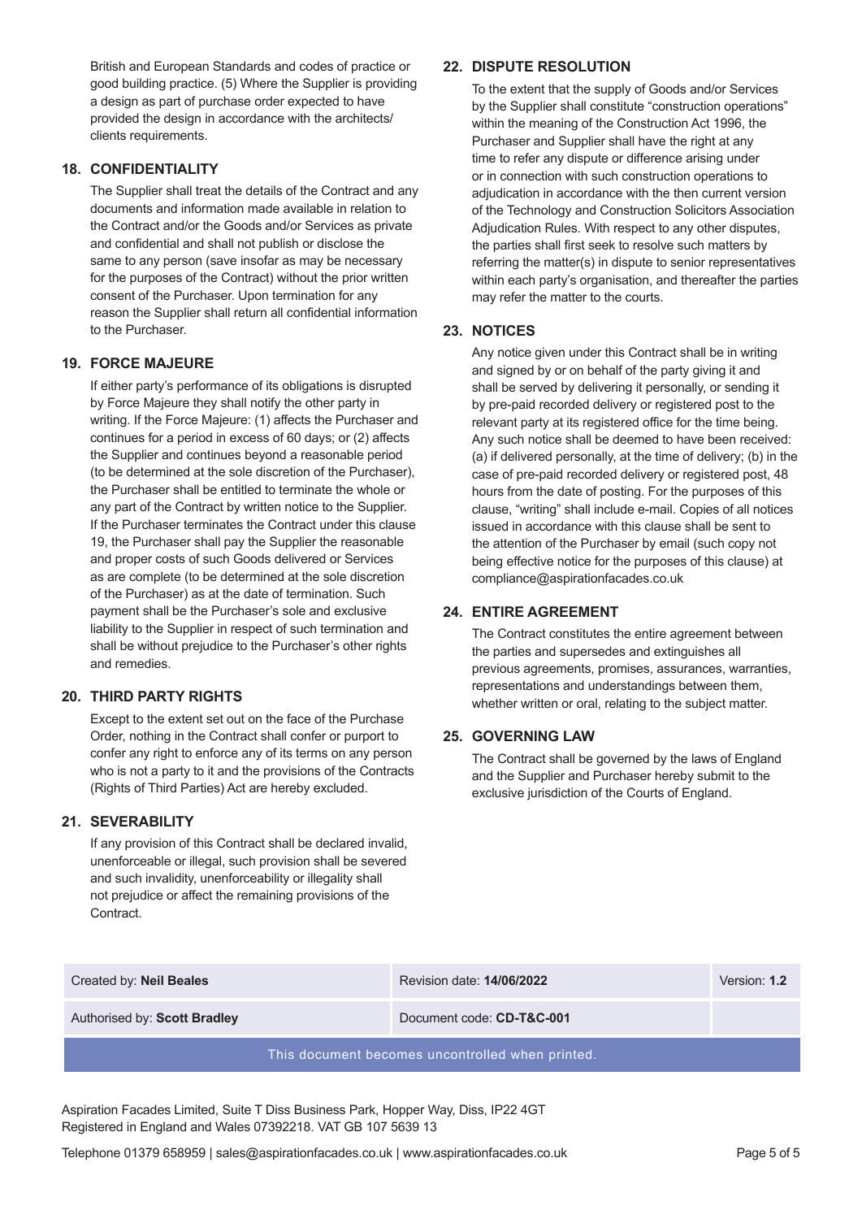British and European Standards and codes of practice or good building practice. (5) Where the Supplier is providing a design as part of purchase order expected to have provided the design in accordance with the architects/ clients requirements.

## 18. CONFIDENTIALITY

The Supplier shall treat the details of the Contract and any documents and information made available in relation to the Contract and/or the Goods and/or Services as private and confidential and shall not publish or disclose the same to any person (save insofar as may be necessary for the purposes of the Contract) without the prior written consent of the Purchaser. Upon termination for any reason the Supplier shall return all confidential information to the Purchaser.

## 19. FORCE MAJEURE

If either party's performance of its obligations is disrupted by Force Majeure they shall notify the other party in writing. If the Force Majeure: (1) affects the Purchaser and continues for a period in excess of 60 days; or (2) affects the Supplier and continues beyond a reasonable period (to be determined at the sole discretion of the Purchaser), the Purchaser shall be entitled to terminate the whole or any part of the Contract by written notice to the Supplier. If the Purchaser terminates the Contract under this clause 19, the Purchaser shall pay the Supplier the reasonable and proper costs of such Goods delivered or Services as are complete (to be determined at the sole discretion of the Purchaser) as at the date of termination. Such payment shall be the Purchaser's sole and exclusive liability to the Supplier in respect of such termination and shall be without prejudice to the Purchaser's other rights and remedies.

## 20. THIRD PARTY RIGHTS

Except to the extent set out on the face of the Purchase Order, nothing in the Contract shall confer or purport to confer any right to enforce any of its terms on any person who is not a party to it and the provisions of the Contracts (Rights of Third Parties) Act are hereby excluded.

## 21. SEVERABILITY

If any provision of this Contract shall be declared invalid, unenforceable or illegal, such provision shall be severed and such invalidity, unenforceability or illegality shall not prejudice or affect the remaining provisions of the Contract.

## 22. DISPUTE RESOLUTION

To the extent that the supply of Goods and/or Services by the Supplier shall constitute "construction operations" within the meaning of the Construction Act 1996, the Purchaser and Supplier shall have the right at any time to refer any dispute or difference arising under or in connection with such construction operations to adjudication in accordance with the then current version of the Technology and Construction Solicitors Association Adjudication Rules. With respect to any other disputes, the parties shall first seek to resolve such matters by referring the matter(s) in dispute to senior representatives within each party's organisation, and thereafter the parties may refer the matter to the courts.

## 23. NOTICES

Any notice given under this Contract shall be in writing and signed by or on behalf of the party giving it and shall be served by delivering it personally, or sending it by pre-paid recorded delivery or registered post to the relevant party at its registered office for the time being. Any such notice shall be deemed to have been received: (a) if delivered personally, at the time of delivery; (b) in the case of pre-paid recorded delivery or registered post, 48 hours from the date of posting. For the purposes of this clause, "writing" shall include e-mail. Copies of all notices issued in accordance with this clause shall be sent to the attention of the Purchaser by email (such copy not being effective notice for the purposes of this clause) at compliance@aspirationfacades.co.uk

## 24. ENTIRE AGREEMENT

The Contract constitutes the entire agreement between the parties and supersedes and extinguishes all previous agreements, promises, assurances, warranties, representations and understandings between them, whether written or oral, relating to the subject matter.

## 25. GOVERNING LAW

The Contract shall be governed by the laws of England and the Supplier and Purchaser hereby submit to the exclusive jurisdiction of the Courts of England.

| | | |
|---|---|---|
| Created by: **Neil Beales** | Revision date: **14/06/2022** | Version: **1.2** |
| Authorised by: **Scott Bradley** | Document code: **CD-T&C-001** | |
| This document becomes uncontrolled when printed. | | |

Aspiration Facades Limited, Suite T Diss Business Park, Hopper Way, Diss, IP22 4GT
Registered in England and Wales 07392218. VAT GB 107 5639 13

Telephone 01379 658959 | sales@aspirationfacades.co.uk | www.aspirationfacades.co.uk